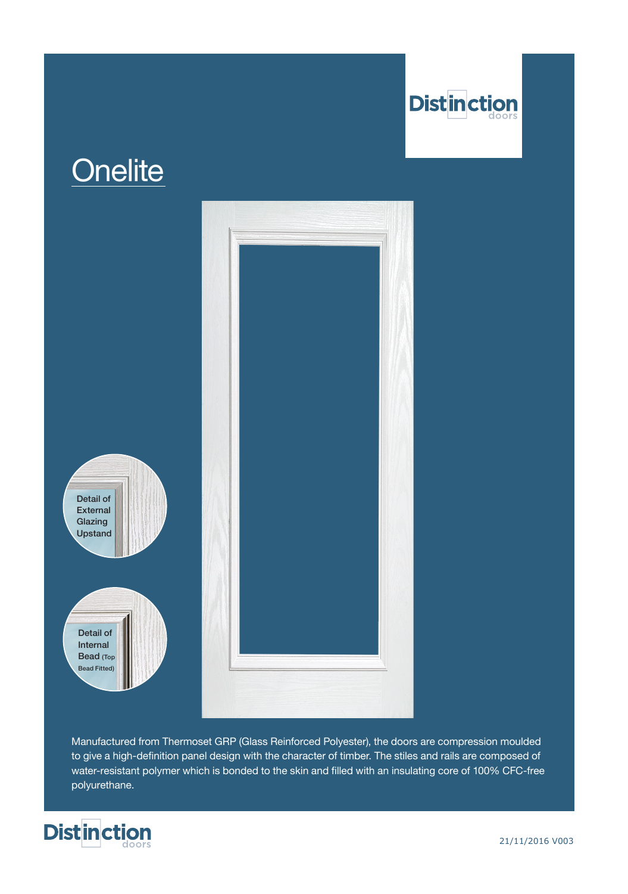Distinction doors

# Onelite

Detail of External Glazing Upstand

Detail of Internal Bead (Top Bead Fitted)

Manufactured from Thermoset GRP (Glass Reinforced Polyester), the doors are compression moulded to give a high-definition panel design with the character of timber. The stiles and rails are composed of water-resistant polymer which is bonded to the skin and filled with an insulating core of 100% CFC-free polyurethane.

Distinction doors

21/11/2016 V003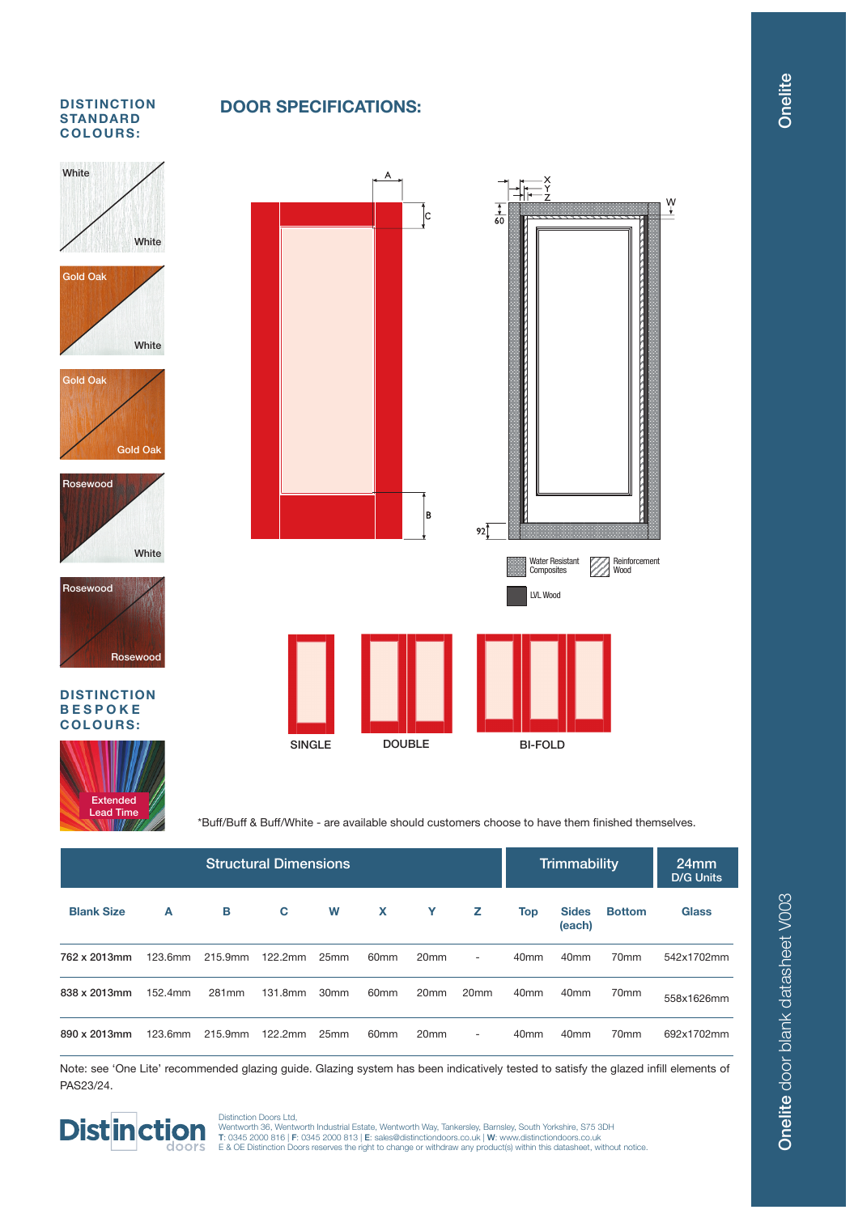## DISTINCTION STANDARD COLOURS:

White / White

Gold Oak / White

Gold Oak / Gold Oak

Rosewood / White

Rosewood / Rosewood

## DISTINCTION BESPOKE COLOURS:

Extended Lead Time

# DOOR SPECIFICATIONS:

A

C

B

X

Y

Z

W

60

92

Water Resistant Composites

Reinforcement Wood

LVL Wood

SINGLE

DOUBLE

BI-FOLD

*Buff/Buff & Buff/White - are available should customers choose to have them finished themselves.

| Structural Dimensions | | | | | | | | Trimmability | | | 24mm D/G Units |
|---|---|---|---|---|---|---|---|---|---|---|---|
| Blank Size | A | B | C | W | X | Y | Z | Top | Sides (each) | Bottom | Glass |
| 762 x 2013mm | 123.6mm | 215.9mm | 122.2mm | 25mm | 60mm | 20mm | - | 40mm | 40mm | 70mm | 542x1702mm |
| 838 x 2013mm | 152.4mm | 281mm | 131.8mm | 30mm | 60mm | 20mm | 20mm | 40mm | 40mm | 70mm | 558x1626mm |
| 890 x 2013mm | 123.6mm | 215.9mm | 122.2mm | 25mm | 60mm | 20mm | - | 40mm | 40mm | 70mm | 692x1702mm |

Note: see 'One Lite' recommended glazing guide. Glazing system has been indicatively tested to satisfy the glazed infill elements of PAS23/24.

Distinction doors

Distinction Doors Ltd,
Wentworth 36, Wentworth Industrial Estate, Wentworth Way, Tankersley, Barnsley, South Yorkshire, S75 3DH
T: 0345 2000 816 | F: 0345 2000 813 | E: sales@distinctiondoors.co.uk | W: www.distinctiondoors.co.uk
E & OE Distinction Doors reserves the right to change or withdraw any product(s) within this datasheet, without notice.